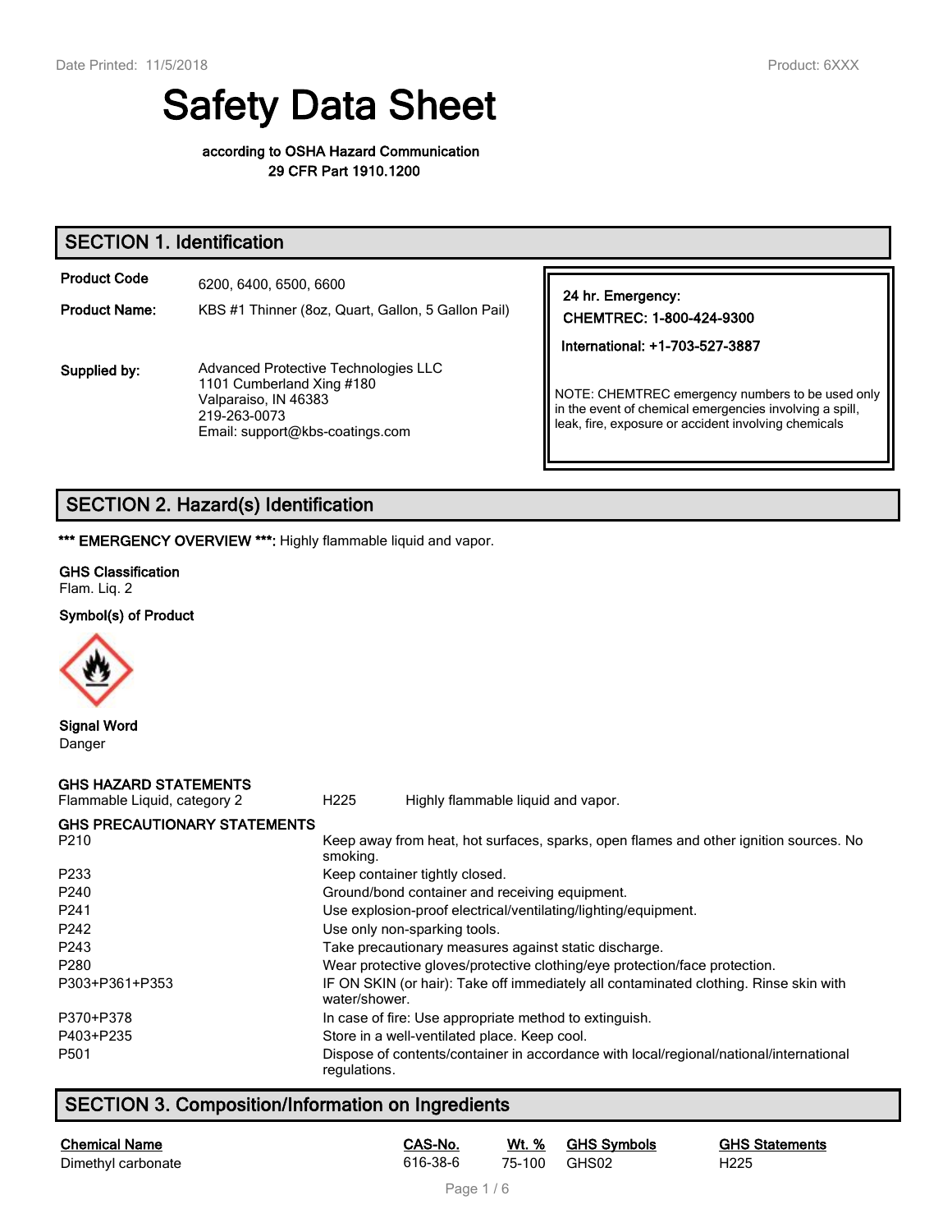# Safety Data Sheet

**according to OSHA Hazard Communication**
**29 CFR Part 1910.1200**

## SECTION 1. Identification

| | |
|---|---|
| **Product Code** | 6200, 6400, 6500, 6600 |
| **Product Name:** | KBS #1 Thinner (8oz, Quart, Gallon, 5 Gallon Pail) |
| **Supplied by:** | Advanced Protective Technologies LLC<br>1101 Cumberland Xing #180<br>Valparaiso, IN 46383<br>219-263-0073<br>Email: support@kbs-coatings.com |

**24 hr. Emergency:**
**CHEMTREC: 1-800-424-9300**

**International: +1-703-527-3887**

NOTE: CHEMTREC emergency numbers to be used only in the event of chemical emergencies involving a spill, leak, fire, exposure or accident involving chemicals

## SECTION 2. Hazard(s) Identification

**\*\*\* EMERGENCY OVERVIEW \*\*\*:** Highly flammable liquid and vapor.

**GHS Classification**
Flam. Liq. 2

**Symbol(s) of Product**

**Signal Word**
Danger

**GHS HAZARD STATEMENTS**

| | | |
|---|---|---|
| Flammable Liquid, category 2 | H225 | Highly flammable liquid and vapor. |

**GHS PRECAUTIONARY STATEMENTS**

| | |
|---|---|
| P210 | Keep away from heat, hot surfaces, sparks, open flames and other ignition sources. No smoking. |
| P233 | Keep container tightly closed. |
| P240 | Ground/bond container and receiving equipment. |
| P241 | Use explosion-proof electrical/ventilating/lighting/equipment. |
| P242 | Use only non-sparking tools. |
| P243 | Take precautionary measures against static discharge. |
| P280 | Wear protective gloves/protective clothing/eye protection/face protection. |
| P303+P361+P353 | IF ON SKIN (or hair): Take off immediately all contaminated clothing. Rinse skin with water/shower. |
| P370+P378 | In case of fire: Use appropriate method to extinguish. |
| P403+P235 | Store in a well-ventilated place. Keep cool. |
| P501 | Dispose of contents/container in accordance with local/regional/national/international regulations. |

## SECTION 3. Composition/Information on Ingredients

| Chemical Name | CAS-No. | Wt. % | GHS Symbols | GHS Statements |
|---|---|---|---|---|
| Dimethyl carbonate | 616-38-6 | 75-100 | GHS02 | H225 |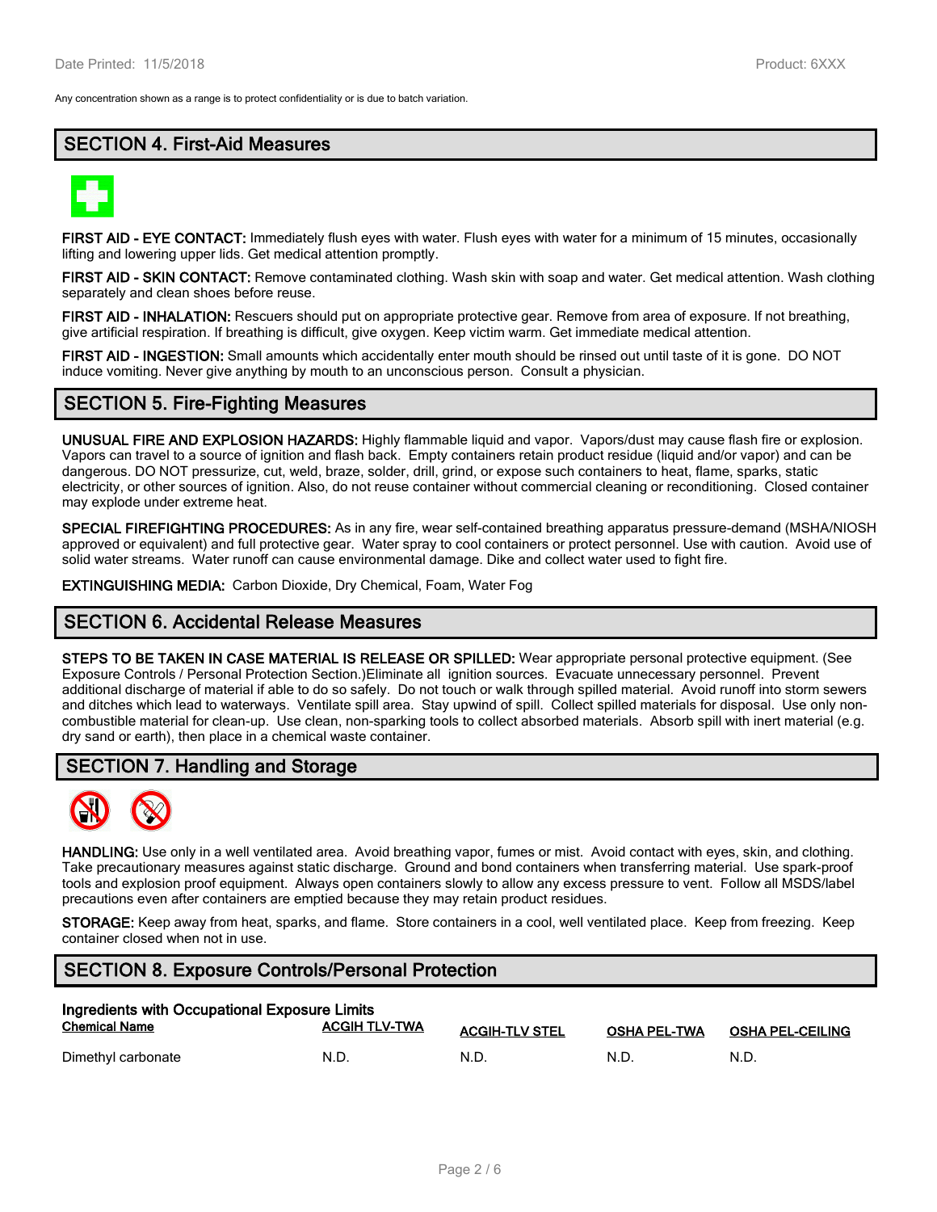Any concentration shown as a range is to protect confidentiality or is due to batch variation.

## SECTION 4. First-Aid Measures

**FIRST AID - EYE CONTACT:** Immediately flush eyes with water. Flush eyes with water for a minimum of 15 minutes, occasionally lifting and lowering upper lids. Get medical attention promptly.

**FIRST AID - SKIN CONTACT:** Remove contaminated clothing. Wash skin with soap and water. Get medical attention. Wash clothing separately and clean shoes before reuse.

**FIRST AID - INHALATION:** Rescuers should put on appropriate protective gear. Remove from area of exposure. If not breathing, give artificial respiration. If breathing is difficult, give oxygen. Keep victim warm. Get immediate medical attention.

**FIRST AID - INGESTION:** Small amounts which accidentally enter mouth should be rinsed out until taste of it is gone. DO NOT induce vomiting. Never give anything by mouth to an unconscious person. Consult a physician.

## SECTION 5. Fire-Fighting Measures

**UNUSUAL FIRE AND EXPLOSION HAZARDS:** Highly flammable liquid and vapor. Vapors/dust may cause flash fire or explosion. Vapors can travel to a source of ignition and flash back. Empty containers retain product residue (liquid and/or vapor) and can be dangerous. DO NOT pressurize, cut, weld, braze, solder, drill, grind, or expose such containers to heat, flame, sparks, static electricity, or other sources of ignition. Also, do not reuse container without commercial cleaning or reconditioning. Closed container may explode under extreme heat.

**SPECIAL FIREFIGHTING PROCEDURES:** As in any fire, wear self-contained breathing apparatus pressure-demand (MSHA/NIOSH approved or equivalent) and full protective gear. Water spray to cool containers or protect personnel. Use with caution. Avoid use of solid water streams. Water runoff can cause environmental damage. Dike and collect water used to fight fire.

**EXTINGUISHING MEDIA:** Carbon Dioxide, Dry Chemical, Foam, Water Fog

## SECTION 6. Accidental Release Measures

**STEPS TO BE TAKEN IN CASE MATERIAL IS RELEASE OR SPILLED:** Wear appropriate personal protective equipment. (See Exposure Controls / Personal Protection Section.)Eliminate all ignition sources. Evacuate unnecessary personnel. Prevent additional discharge of material if able to do so safely. Do not touch or walk through spilled material. Avoid runoff into storm sewers and ditches which lead to waterways. Ventilate spill area. Stay upwind of spill. Collect spilled materials for disposal. Use only non-combustible material for clean-up. Use clean, non-sparking tools to collect absorbed materials. Absorb spill with inert material (e.g. dry sand or earth), then place in a chemical waste container.

## SECTION 7. Handling and Storage

**HANDLING:** Use only in a well ventilated area. Avoid breathing vapor, fumes or mist. Avoid contact with eyes, skin, and clothing. Take precautionary measures against static discharge. Ground and bond containers when transferring material. Use spark-proof tools and explosion proof equipment. Always open containers slowly to allow any excess pressure to vent. Follow all MSDS/label precautions even after containers are emptied because they may retain product residues.

**STORAGE:** Keep away from heat, sparks, and flame. Store containers in a cool, well ventilated place. Keep from freezing. Keep container closed when not in use.

## SECTION 8. Exposure Controls/Personal Protection

**Ingredients with Occupational Exposure Limits**

| Chemical Name | ACGIH TLV-TWA | ACGIH-TLV STEL | OSHA PEL-TWA | OSHA PEL-CEILING |
|---|---|---|---|---|
| Dimethyl carbonate | N.D. | N.D. | N.D. | N.D. |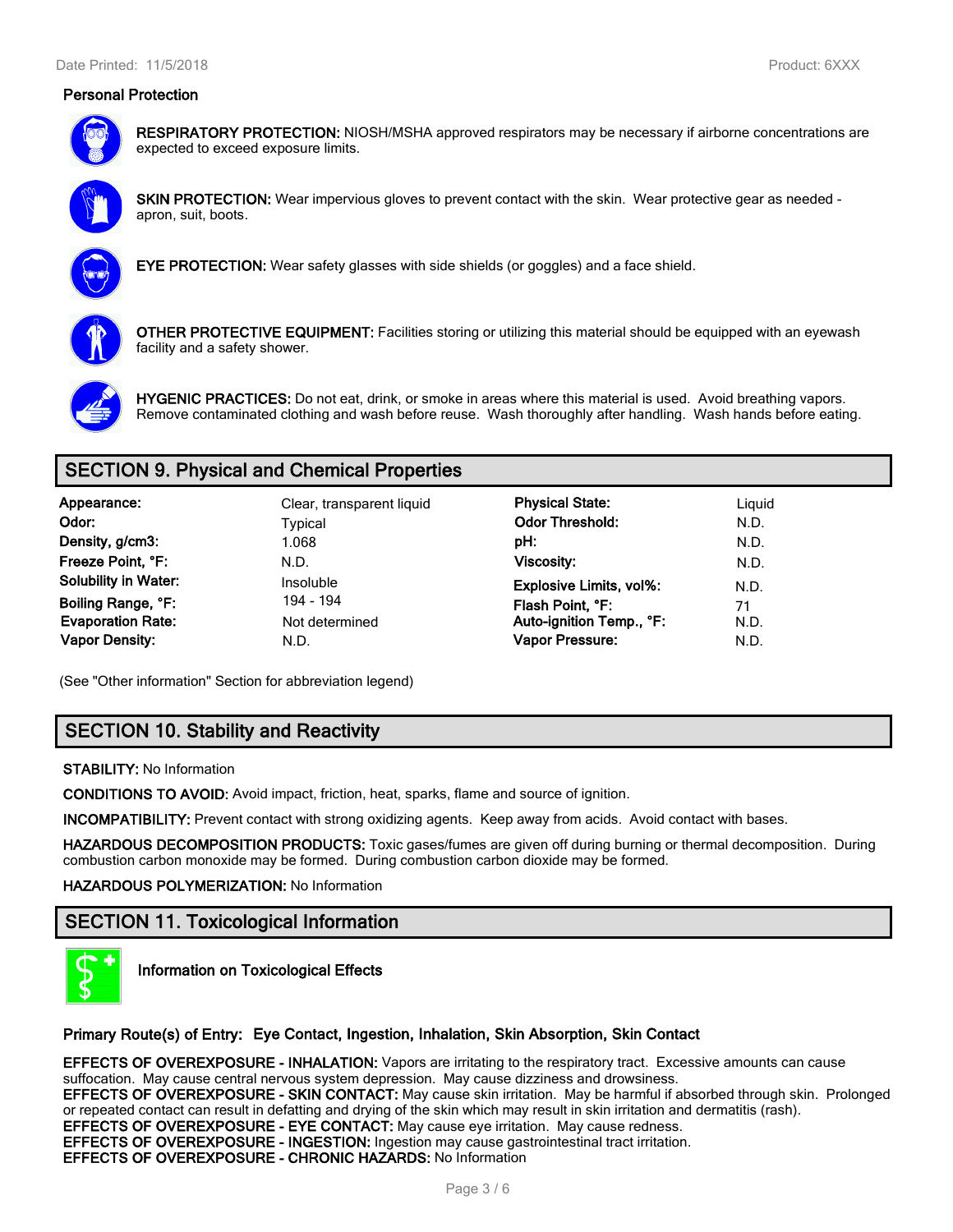## Personal Protection

**RESPIRATORY PROTECTION:** NIOSH/MSHA approved respirators may be necessary if airborne concentrations are expected to exceed exposure limits.

**SKIN PROTECTION:** Wear impervious gloves to prevent contact with the skin. Wear protective gear as needed - apron, suit, boots.

**EYE PROTECTION:** Wear safety glasses with side shields (or goggles) and a face shield.

**OTHER PROTECTIVE EQUIPMENT:** Facilities storing or utilizing this material should be equipped with an eyewash facility and a safety shower.

**HYGENIC PRACTICES:** Do not eat, drink, or smoke in areas where this material is used. Avoid breathing vapors. Remove contaminated clothing and wash before reuse. Wash thoroughly after handling. Wash hands before eating.

## SECTION 9. Physical and Chemical Properties

| | | | |
|---|---|---|---|
| **Appearance:** | Clear, transparent liquid | **Physical State:** | Liquid |
| **Odor:** | Typical | **Odor Threshold:** | N.D. |
| **Density, g/cm3:** | 1.068 | **pH:** | N.D. |
| **Freeze Point, °F:** | N.D. | **Viscosity:** | N.D. |
| **Solubility in Water:** | Insoluble | **Explosive Limits, vol%:** | N.D. |
| **Boiling Range, °F:** | 194 - 194 | **Flash Point, °F:** | 71 |
| **Evaporation Rate:** | Not determined | **Auto-ignition Temp., °F:** | N.D. |
| **Vapor Density:** | N.D. | **Vapor Pressure:** | N.D. |

(See "Other information" Section for abbreviation legend)

## SECTION 10. Stability and Reactivity

**STABILITY:** No Information

**CONDITIONS TO AVOID:** Avoid impact, friction, heat, sparks, flame and source of ignition.

**INCOMPATIBILITY:** Prevent contact with strong oxidizing agents. Keep away from acids. Avoid contact with bases.

**HAZARDOUS DECOMPOSITION PRODUCTS:** Toxic gases/fumes are given off during burning or thermal decomposition. During combustion carbon monoxide may be formed. During combustion carbon dioxide may be formed.

**HAZARDOUS POLYMERIZATION:** No Information

## SECTION 11. Toxicological Information

**Information on Toxicological Effects**

**Primary Route(s) of Entry: Eye Contact, Ingestion, Inhalation, Skin Absorption, Skin Contact**

**EFFECTS OF OVEREXPOSURE - INHALATION:** Vapors are irritating to the respiratory tract. Excessive amounts can cause suffocation. May cause central nervous system depression. May cause dizziness and drowsiness.
**EFFECTS OF OVEREXPOSURE - SKIN CONTACT:** May cause skin irritation. May be harmful if absorbed through skin. Prolonged or repeated contact can result in defatting and drying of the skin which may result in skin irritation and dermatitis (rash).
**EFFECTS OF OVEREXPOSURE - EYE CONTACT:** May cause eye irritation. May cause redness.
**EFFECTS OF OVEREXPOSURE - INGESTION:** Ingestion may cause gastrointestinal tract irritation.
**EFFECTS OF OVEREXPOSURE - CHRONIC HAZARDS:** No Information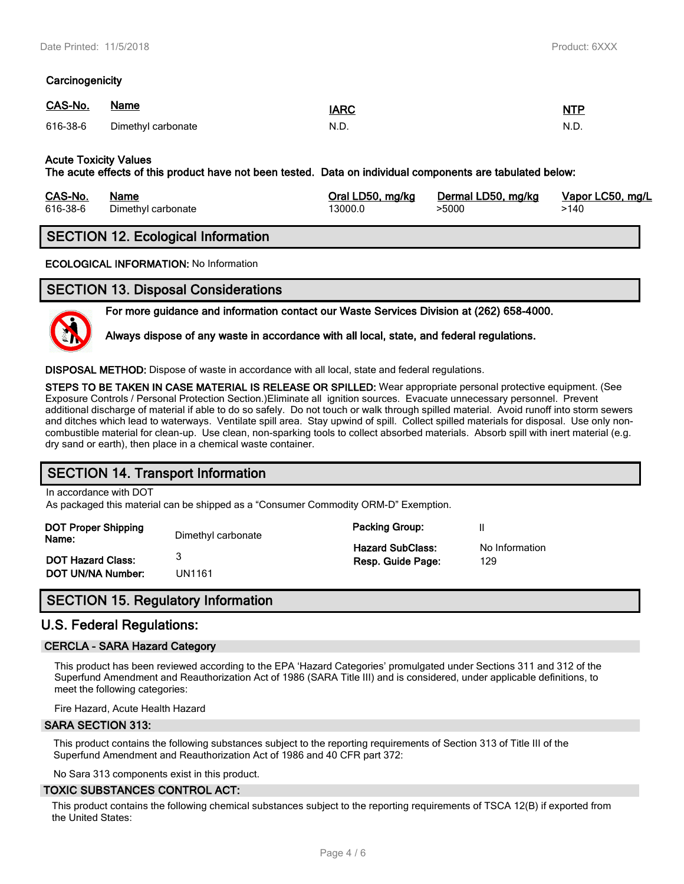**Carcinogenicity**

| CAS-No. | Name | IARC | NTP |
|---|---|---|---|
| 616-38-6 | Dimethyl carbonate | N.D. | N.D. |

**Acute Toxicity Values**
**The acute effects of this product have not been tested. Data on individual components are tabulated below:**

| CAS-No. | Name | Oral LD50, mg/kg | Dermal LD50, mg/kg | Vapor LC50, mg/L |
|---|---|---|---|---|
| 616-38-6 | Dimethyl carbonate | 13000.0 | >5000 | >140 |

## SECTION 12. Ecological Information

**ECOLOGICAL INFORMATION:** No Information

## SECTION 13. Disposal Considerations

**For more guidance and information contact our Waste Services Division at (262) 658-4000.**

**Always dispose of any waste in accordance with all local, state, and federal regulations.**

**DISPOSAL METHOD:** Dispose of waste in accordance with all local, state and federal regulations.

**STEPS TO BE TAKEN IN CASE MATERIAL IS RELEASE OR SPILLED:** Wear appropriate personal protective equipment. (See Exposure Controls / Personal Protection Section.)Eliminate all ignition sources. Evacuate unnecessary personnel. Prevent additional discharge of material if able to do so safely. Do not touch or walk through spilled material. Avoid runoff into storm sewers and ditches which lead to waterways. Ventilate spill area. Stay upwind of spill. Collect spilled materials for disposal. Use only non-combustible material for clean-up. Use clean, non-sparking tools to collect absorbed materials. Absorb spill with inert material (e.g. dry sand or earth), then place in a chemical waste container.

## SECTION 14. Transport Information

In accordance with DOT
As packaged this material can be shipped as a "Consumer Commodity ORM-D" Exemption.

| | | | |
|---|---|---|---|
| **DOT Proper Shipping Name:** | Dimethyl carbonate | **Packing Group:** | II |
| **DOT Hazard Class:** | 3 | **Hazard SubClass:** | No Information |
| **DOT UN/NA Number:** | UN1161 | **Resp. Guide Page:** | 129 |

## SECTION 15. Regulatory Information

### U.S. Federal Regulations:

#### CERCLA - SARA Hazard Category

This product has been reviewed according to the EPA 'Hazard Categories' promulgated under Sections 311 and 312 of the Superfund Amendment and Reauthorization Act of 1986 (SARA Title III) and is considered, under applicable definitions, to meet the following categories:

Fire Hazard, Acute Health Hazard

#### SARA SECTION 313:

This product contains the following substances subject to the reporting requirements of Section 313 of Title III of the Superfund Amendment and Reauthorization Act of 1986 and 40 CFR part 372:

No Sara 313 components exist in this product.

#### TOXIC SUBSTANCES CONTROL ACT:

This product contains the following chemical substances subject to the reporting requirements of TSCA 12(B) if exported from the United States: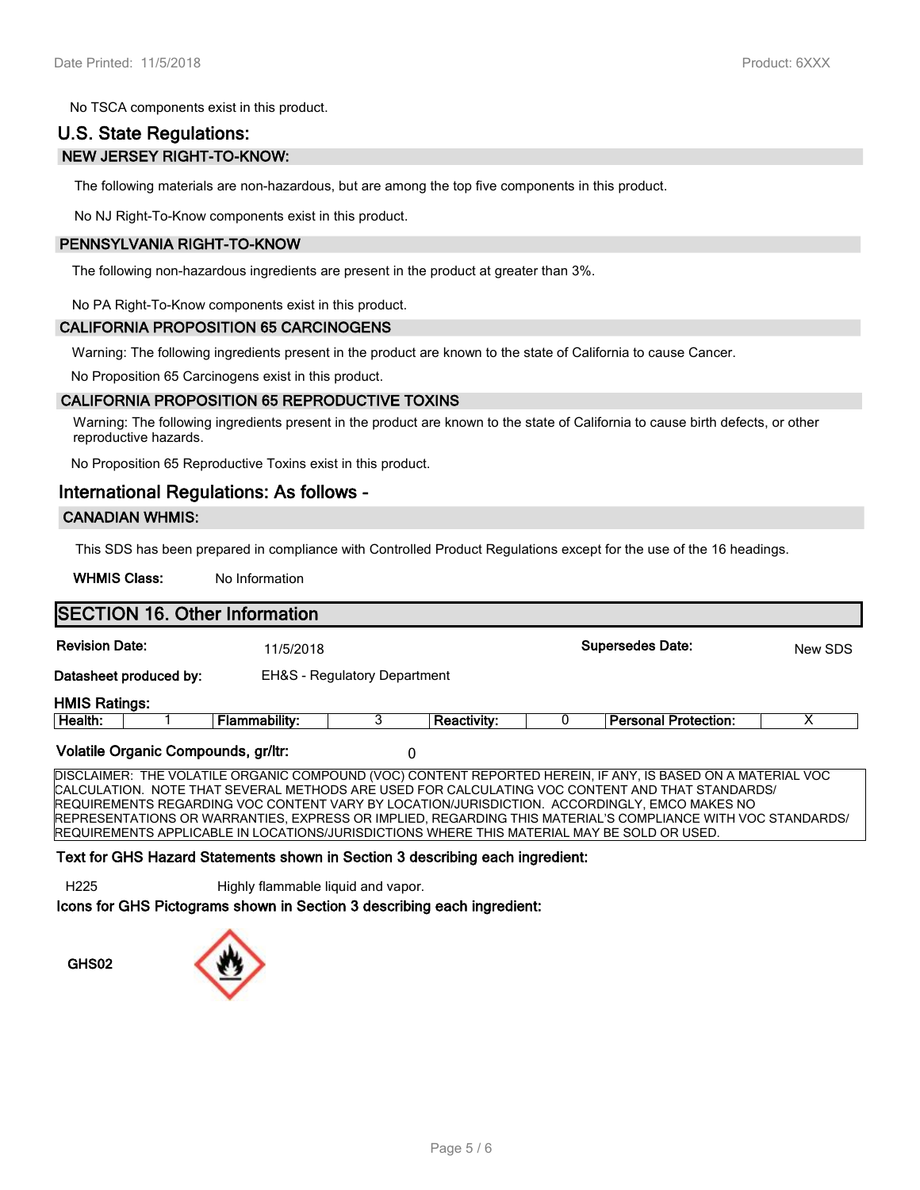No TSCA components exist in this product.

## U.S. State Regulations:

### NEW JERSEY RIGHT-TO-KNOW:

The following materials are non-hazardous, but are among the top five components in this product.

No NJ Right-To-Know components exist in this product.

### PENNSYLVANIA RIGHT-TO-KNOW

The following non-hazardous ingredients are present in the product at greater than 3%.

No PA Right-To-Know components exist in this product.

### CALIFORNIA PROPOSITION 65 CARCINOGENS

Warning: The following ingredients present in the product are known to the state of California to cause Cancer.

No Proposition 65 Carcinogens exist in this product.

### CALIFORNIA PROPOSITION 65 REPRODUCTIVE TOXINS

Warning: The following ingredients present in the product are known to the state of California to cause birth defects, or other reproductive hazards.

No Proposition 65 Reproductive Toxins exist in this product.

## International Regulations: As follows -

### CANADIAN WHMIS:

This SDS has been prepared in compliance with Controlled Product Regulations except for the use of the 16 headings.

**WHMIS Class:** No Information

## SECTION 16. Other Information

**Revision Date:** 11/5/2018 **Supersedes Date:** New SDS

**Datasheet produced by:** EH&S - Regulatory Department

**HMIS Ratings:**

| Health: | 1 | Flammability: | 3 | Reactivity: | 0 | Personal Protection: | X |
|---|---|---|---|---|---|---|---|

**Volatile Organic Compounds, gr/ltr:** 0

DISCLAIMER: THE VOLATILE ORGANIC COMPOUND (VOC) CONTENT REPORTED HEREIN, IF ANY, IS BASED ON A MATERIAL VOC CALCULATION. NOTE THAT SEVERAL METHODS ARE USED FOR CALCULATING VOC CONTENT AND THAT STANDARDS/ REQUIREMENTS REGARDING VOC CONTENT VARY BY LOCATION/JURISDICTION. ACCORDINGLY, EMCO MAKES NO REPRESENTATIONS OR WARRANTIES, EXPRESS OR IMPLIED, REGARDING THIS MATERIAL'S COMPLIANCE WITH VOC STANDARDS/ REQUIREMENTS APPLICABLE IN LOCATIONS/JURISDICTIONS WHERE THIS MATERIAL MAY BE SOLD OR USED.

**Text for GHS Hazard Statements shown in Section 3 describing each ingredient:**

H225 Highly flammable liquid and vapor.

**Icons for GHS Pictograms shown in Section 3 describing each ingredient:**

GHS02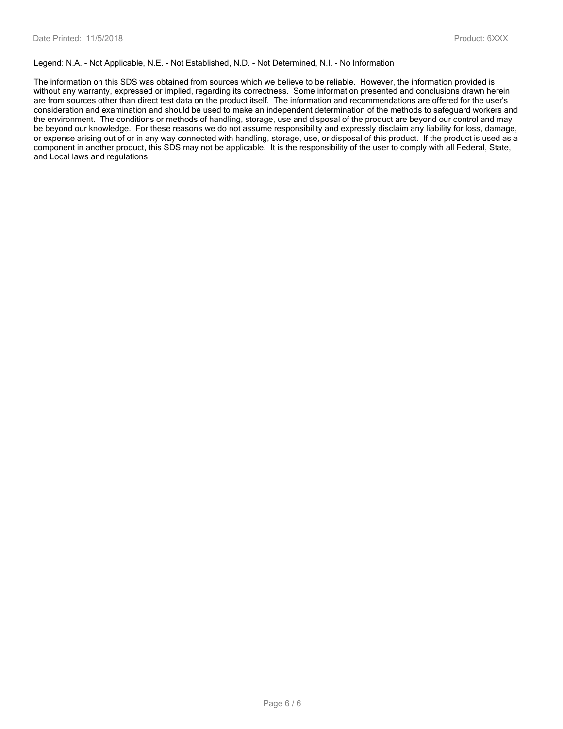Legend: N.A. - Not Applicable, N.E. - Not Established, N.D. - Not Determined, N.I. - No Information

The information on this SDS was obtained from sources which we believe to be reliable. However, the information provided is without any warranty, expressed or implied, regarding its correctness. Some information presented and conclusions drawn herein are from sources other than direct test data on the product itself. The information and recommendations are offered for the user's consideration and examination and should be used to make an independent determination of the methods to safeguard workers and the environment. The conditions or methods of handling, storage, use and disposal of the product are beyond our control and may be beyond our knowledge. For these reasons we do not assume responsibility and expressly disclaim any liability for loss, damage, or expense arising out of or in any way connected with handling, storage, use, or disposal of this product. If the product is used as a component in another product, this SDS may not be applicable. It is the responsibility of the user to comply with all Federal, State, and Local laws and regulations.